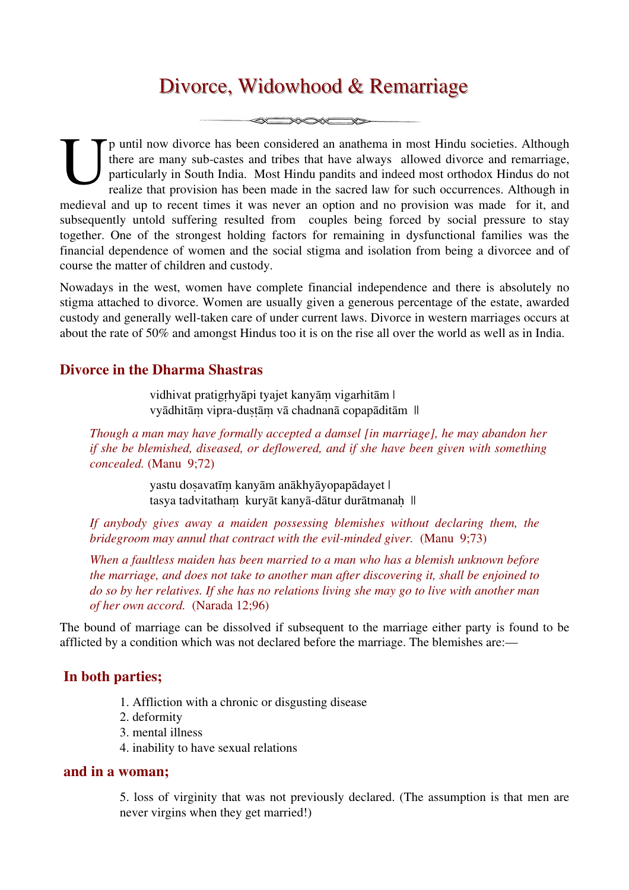# Divorce, Widowhood & Remarriage

Up until now divorce has been considered an anathema in most Hindu societies. Although there are many sub-castes and tribes that have always allowed divorce and remarriage, particularly in South India. Most Hindu pandits and indeed most orthodox Hindus do not realize that provision has been made in the sacred law for such occurrences. Although in medieval and up to recent times it was never an option and no provision was made for it, and subsequently untold suffering resulted from couples being forced by social pressure to stay together. One of the strongest holding factors for remaining in dysfunctional families was the financial dependence of women and the social stigma and isolation from being a divorcee and of course the matter of children and custody.

Nowadays in the west, women have complete financial independence and there is absolutely no stigma attached to divorce. Women are usually given a generous percentage of the estate, awarded custody and generally well-taken care of under current laws. Divorce in western marriages occurs at about the rate of 50% and amongst Hindus too it is on the rise all over the world as well as in India.

## Divorce in the Dharma Shastras

vidhivat pratigṛhyāpi tyajet kanyāṃ vigarhitām |
vyādhitāṃ vipra-duṣṭāṃ vā chadnanā copapāditām ||

*Though a man may have formally accepted a damsel [in marriage], he may abandon her if she be blemished, diseased, or deflowered, and if she have been given with something concealed.* (Manu 9;72)

yastu doṣavatīṃ kanyām anākhyāyopapādayet |
tasya tadvitathaṃ kuryāt kanyā-dātur durātmanaḥ ||

*If anybody gives away a maiden possessing blemishes without declaring them, the bridegroom may annul that contract with the evil-minded giver.* (Manu 9;73)

*When a faultless maiden has been married to a man who has a blemish unknown before the marriage, and does not take to another man after discovering it, shall be enjoined to do so by her relatives. If she has no relations living she may go to live with another man of her own accord.* (Narada 12;96)

The bound of marriage can be dissolved if subsequent to the marriage either party is found to be afflicted by a condition which was not declared before the marriage. The blemishes are:—

### In both parties;

1. Affliction with a chronic or disgusting disease
2. deformity
3. mental illness
4. inability to have sexual relations

### and in a woman;

5. loss of virginity that was not previously declared. (The assumption is that men are never virgins when they get married!)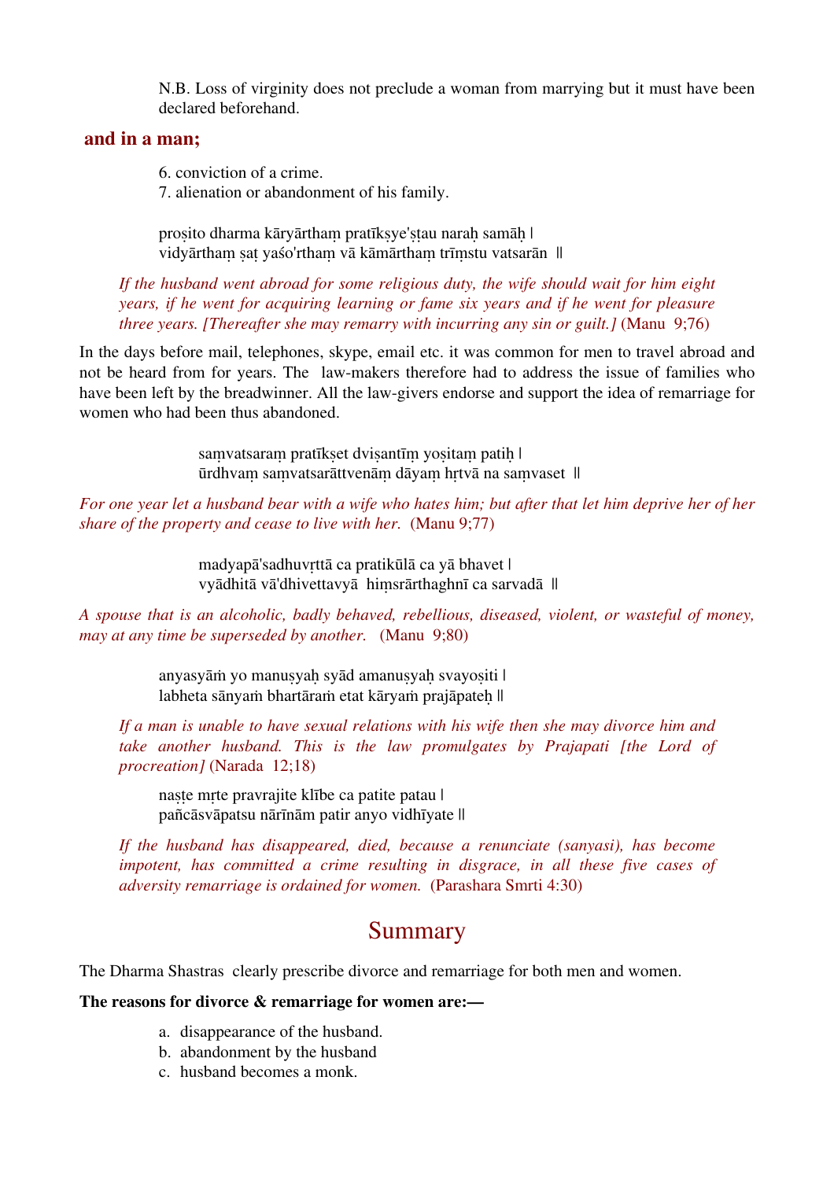N.B. Loss of virginity does not preclude a woman from marrying but it must have been declared beforehand.

**and in a man;**

6. conviction of a crime.
7. alienation or abandonment of his family.

proṣito dharma kāryārthaṃ pratīkṣye'ṣṭau naraḥ samāḥ |
vidyārthaṃ ṣaṭ yaśo'rthaṃ vā kāmārthaṃ trīṃstu vatsarān ||

*If the husband went abroad for some religious duty, the wife should wait for him eight years, if he went for acquiring learning or fame six years and if he went for pleasure three years. [Thereafter she may remarry with incurring any sin or guilt.]* (Manu 9;76)

In the days before mail, telephones, skype, email etc. it was common for men to travel abroad and not be heard from for years. The law-makers therefore had to address the issue of families who have been left by the breadwinner. All the law-givers endorse and support the idea of remarriage for women who had been thus abandoned.

saṃvatsaraṃ pratīkṣet dviṣantīṃ yoṣitaṃ patiḥ |
ūrdhvaṃ saṃvatsarāttvenāṃ dāyaṃ hṛtvā na saṃvaset ||

*For one year let a husband bear with a wife who hates him; but after that let him deprive her of her share of the property and cease to live with her.* (Manu 9;77)

madyapā'sadhuvṛttā ca pratikūlā ca yā bhavet |
vyādhitā vā'dhivettavyā hiṃsrārthaghnī ca sarvadā ||

*A spouse that is an alcoholic, badly behaved, rebellious, diseased, violent, or wasteful of money, may at any time be superseded by another.* (Manu 9;80)

anyasyāṁ yo manuṣyaḥ syād amanuṣyaḥ svayoṣiti |
labheta sānyaṁ bhartāraṁ etat kāryaṁ prajāpateḥ ||

*If a man is unable to have sexual relations with his wife then she may divorce him and take another husband. This is the law promulgates by Prajapati [the Lord of procreation]* (Narada 12;18)

naṣṭe mṛte pravrajite klībe ca patite patau |
pañcāsvāpatsu nārīnām patir anyo vidhīyate ||

*If the husband has disappeared, died, because a renunciate (sanyasi), has become impotent, has committed a crime resulting in disgrace, in all these five cases of adversity remarriage is ordained for women.* (Parashara Smrti 4:30)

## Summary

The Dharma Shastras clearly prescribe divorce and remarriage for both men and women.

**The reasons for divorce & remarriage for women are:—**

a. disappearance of the husband.
b. abandonment by the husband
c. husband becomes a monk.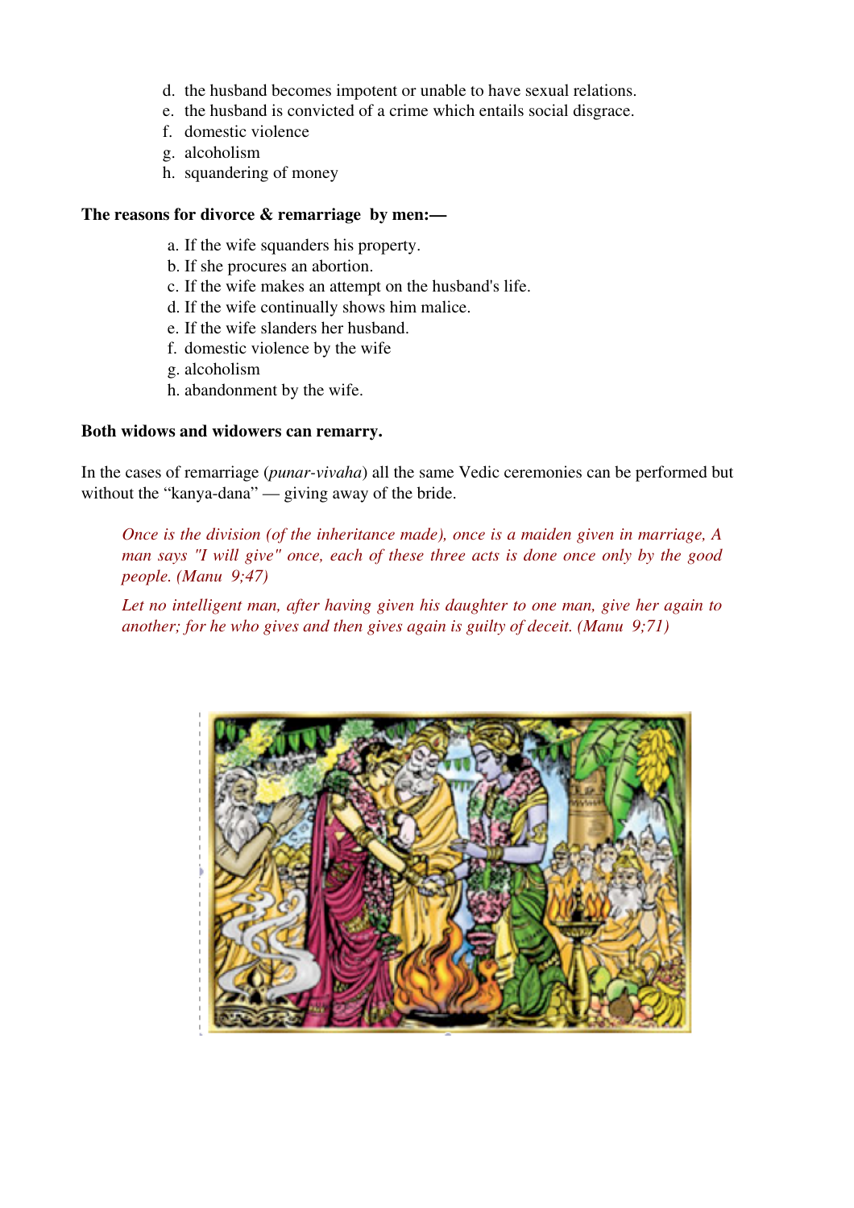d. the husband becomes impotent or unable to have sexual relations.
e. the husband is convicted of a crime which entails social disgrace.
f. domestic violence
g. alcoholism
h. squandering of money

**The reasons for divorce & remarriage by men:—**

a. If the wife squanders his property.
b. If she procures an abortion.
c. If the wife makes an attempt on the husband's life.
d. If the wife continually shows him malice.
e. If the wife slanders her husband.
f. domestic violence by the wife
g. alcoholism
h. abandonment by the wife.

**Both widows and widowers can remarry.**

In the cases of remarriage (*punar-vivaha*) all the same Vedic ceremonies can be performed but without the "kanya-dana" — giving away of the bride.

> *Once is the division (of the inheritance made), once is a maiden given in marriage, A man says "I will give" once, each of these three acts is done once only by the good people. (Manu 9;47)*
>
> *Let no intelligent man, after having given his daughter to one man, give her again to another; for he who gives and then gives again is guilty of deceit. (Manu 9;71)*